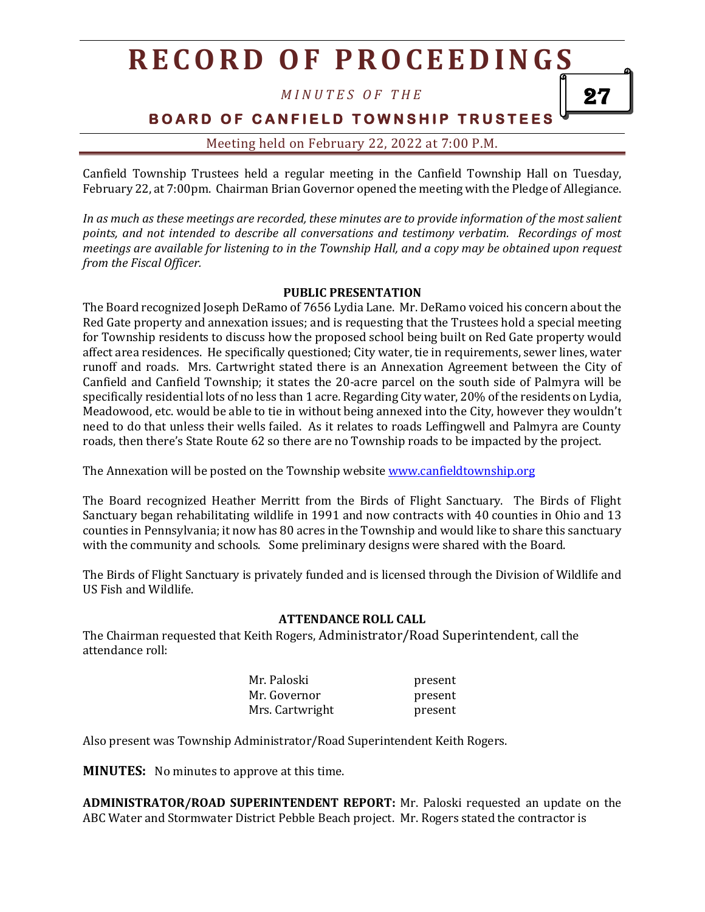# RECORD OF PROCEEDINGS

*MINUTES OF THE*

## BOARD OF CANFIELD TOWNSHIP TRUSTEES

Meeting held on February 22, 2022 at 7:00 P.M.

Canfield Township Trustees held a regular meeting in the Canfield Township Hall on Tuesday, February 22, at 7:00pm. Chairman Brian Governor opened the meeting with the Pledge of Allegiance.

*In as much as these meetings are recorded, these minutes are to provide information of the most salient points, and not intended to describe all conversations and testimony verbatim. Recordings of most meetings are available for listening to in the Township Hall, and a copy may be obtained upon request from the Fiscal Officer.*

**PUBLIC PRESENTATION**

The Board recognized Joseph DeRamo of 7656 Lydia Lane. Mr. DeRamo voiced his concern about the Red Gate property and annexation issues; and is requesting that the Trustees hold a special meeting for Township residents to discuss how the proposed school being built on Red Gate property would affect area residences. He specifically questioned; City water, tie in requirements, sewer lines, water runoff and roads. Mrs. Cartwright stated there is an Annexation Agreement between the City of Canfield and Canfield Township; it states the 20-acre parcel on the south side of Palmyra will be specifically residential lots of no less than 1 acre. Regarding City water, 20% of the residents on Lydia, Meadowood, etc. would be able to tie in without being annexed into the City, however they wouldn't need to do that unless their wells failed. As it relates to roads Leffingwell and Palmyra are County roads, then there's State Route 62 so there are no Township roads to be impacted by the project.

The Annexation will be posted on the Township website www.canfieldtownship.org

The Board recognized Heather Merritt from the Birds of Flight Sanctuary. The Birds of Flight Sanctuary began rehabilitating wildlife in 1991 and now contracts with 40 counties in Ohio and 13 counties in Pennsylvania; it now has 80 acres in the Township and would like to share this sanctuary with the community and schools. Some preliminary designs were shared with the Board.

The Birds of Flight Sanctuary is privately funded and is licensed through the Division of Wildlife and US Fish and Wildlife.

**ATTENDANCE ROLL CALL**

The Chairman requested that Keith Rogers, Administrator/Road Superintendent, call the attendance roll:

| | |
|---|---|
| Mr. Paloski | present |
| Mr. Governor | present |
| Mrs. Cartwright | present |

Also present was Township Administrator/Road Superintendent Keith Rogers.

**MINUTES:** No minutes to approve at this time.

**ADMINISTRATOR/ROAD SUPERINTENDENT REPORT:** Mr. Paloski requested an update on the ABC Water and Stormwater District Pebble Beach project. Mr. Rogers stated the contractor is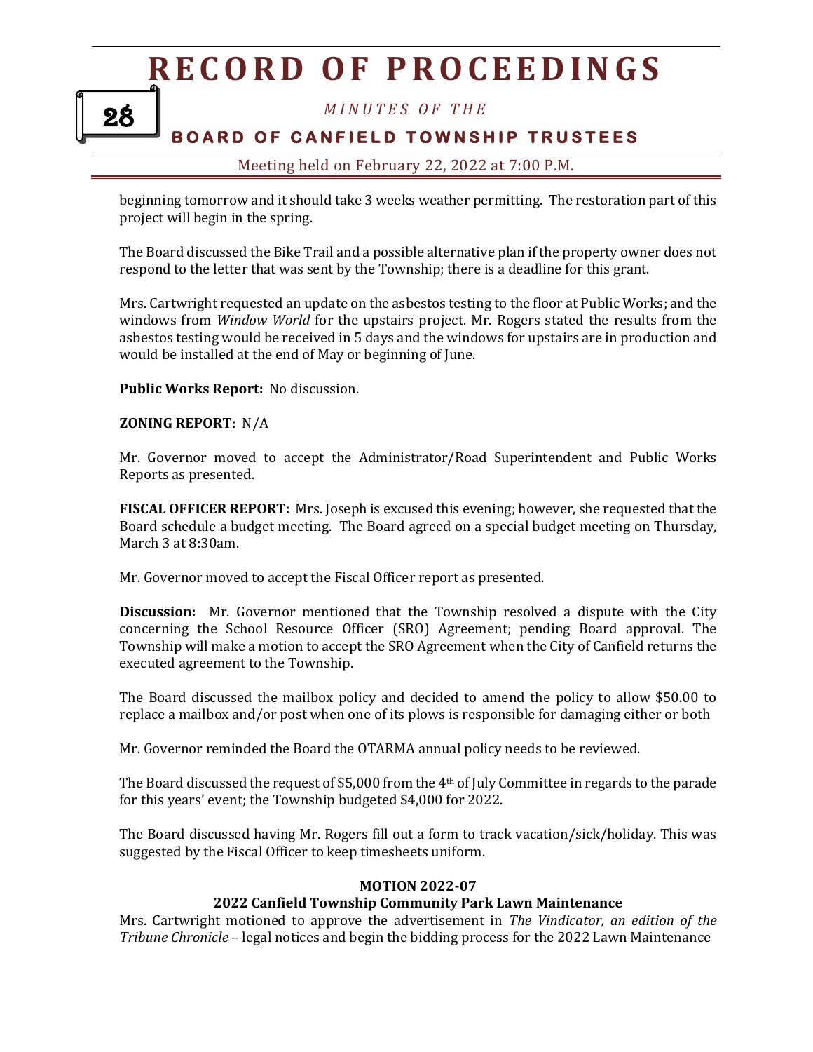beginning tomorrow and it should take 3 weeks weather permitting. The restoration part of this project will begin in the spring.

The Board discussed the Bike Trail and a possible alternative plan if the property owner does not respond to the letter that was sent by the Township; there is a deadline for this grant.

Mrs. Cartwright requested an update on the asbestos testing to the floor at Public Works; and the windows from *Window World* for the upstairs project. Mr. Rogers stated the results from the asbestos testing would be received in 5 days and the windows for upstairs are in production and would be installed at the end of May or beginning of June.

**Public Works Report:** No discussion.

**ZONING REPORT:** N/A

Mr. Governor moved to accept the Administrator/Road Superintendent and Public Works Reports as presented.

**FISCAL OFFICER REPORT:** Mrs. Joseph is excused this evening; however, she requested that the Board schedule a budget meeting. The Board agreed on a special budget meeting on Thursday, March 3 at 8:30am.

Mr. Governor moved to accept the Fiscal Officer report as presented.

**Discussion:** Mr. Governor mentioned that the Township resolved a dispute with the City concerning the School Resource Officer (SRO) Agreement; pending Board approval. The Township will make a motion to accept the SRO Agreement when the City of Canfield returns the executed agreement to the Township.

The Board discussed the mailbox policy and decided to amend the policy to allow $50.00 to replace a mailbox and/or post when one of its plows is responsible for damaging either or both

Mr. Governor reminded the Board the OTARMA annual policy needs to be reviewed.

The Board discussed the request of $5,000 from the 4th of July Committee in regards to the parade for this years' event; the Township budgeted $4,000 for 2022.

The Board discussed having Mr. Rogers fill out a form to track vacation/sick/holiday. This was suggested by the Fiscal Officer to keep timesheets uniform.

**MOTION 2022-07**

**2022 Canfield Township Community Park Lawn Maintenance**

Mrs. Cartwright motioned to approve the advertisement in *The Vindicator, an edition of the Tribune Chronicle* – legal notices and begin the bidding process for the 2022 Lawn Maintenance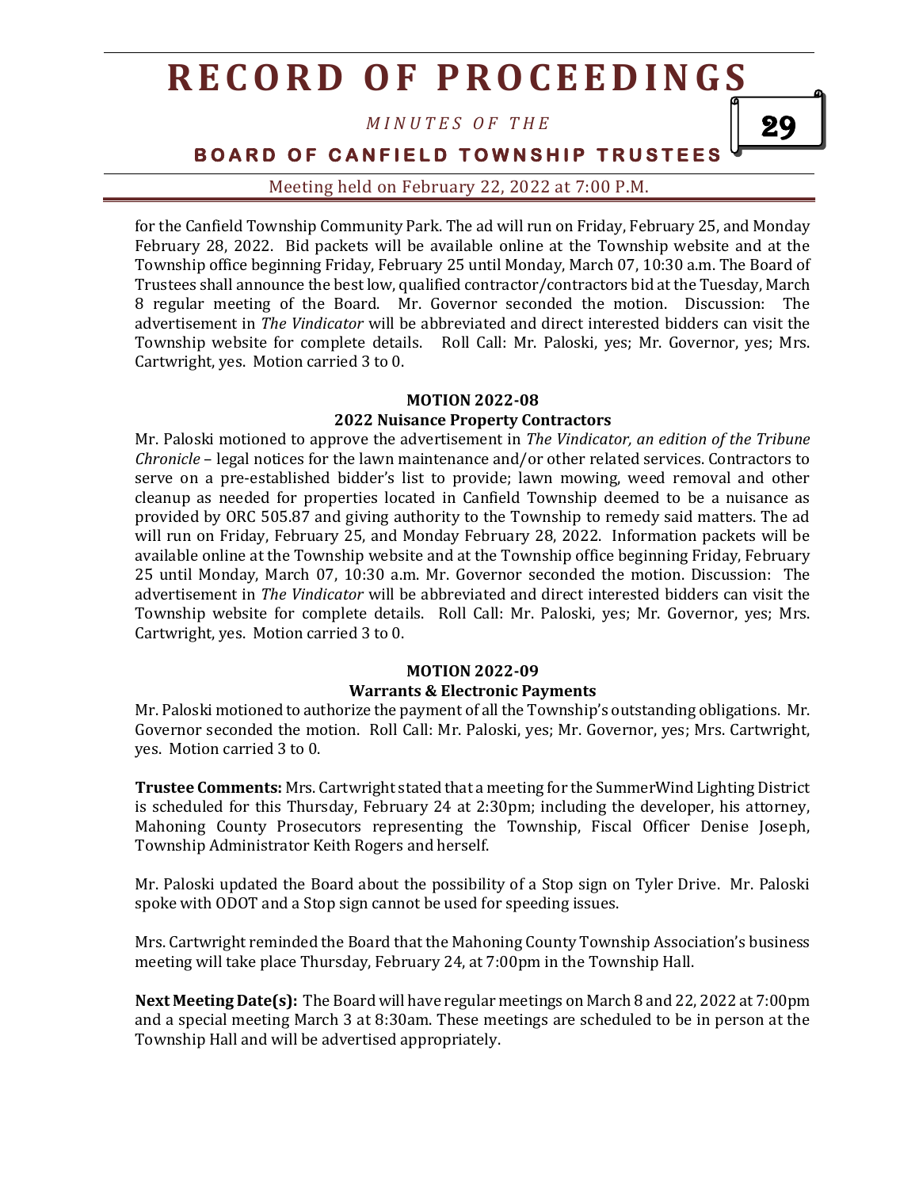for the Canfield Township Community Park. The ad will run on Friday, February 25, and Monday February 28, 2022. Bid packets will be available online at the Township website and at the Township office beginning Friday, February 25 until Monday, March 07, 10:30 a.m. The Board of Trustees shall announce the best low, qualified contractor/contractors bid at the Tuesday, March 8 regular meeting of the Board. Mr. Governor seconded the motion. Discussion: The advertisement in *The Vindicator* will be abbreviated and direct interested bidders can visit the Township website for complete details. Roll Call: Mr. Paloski, yes; Mr. Governor, yes; Mrs. Cartwright, yes. Motion carried 3 to 0.

**MOTION 2022-08**

**2022 Nuisance Property Contractors**

Mr. Paloski motioned to approve the advertisement in *The Vindicator, an edition of the Tribune Chronicle* – legal notices for the lawn maintenance and/or other related services. Contractors to serve on a pre-established bidder's list to provide; lawn mowing, weed removal and other cleanup as needed for properties located in Canfield Township deemed to be a nuisance as provided by ORC 505.87 and giving authority to the Township to remedy said matters. The ad will run on Friday, February 25, and Monday February 28, 2022. Information packets will be available online at the Township website and at the Township office beginning Friday, February 25 until Monday, March 07, 10:30 a.m. Mr. Governor seconded the motion. Discussion: The advertisement in *The Vindicator* will be abbreviated and direct interested bidders can visit the Township website for complete details. Roll Call: Mr. Paloski, yes; Mr. Governor, yes; Mrs. Cartwright, yes. Motion carried 3 to 0.

**MOTION 2022-09**

**Warrants & Electronic Payments**

Mr. Paloski motioned to authorize the payment of all the Township's outstanding obligations. Mr. Governor seconded the motion. Roll Call: Mr. Paloski, yes; Mr. Governor, yes; Mrs. Cartwright, yes. Motion carried 3 to 0.

**Trustee Comments:** Mrs. Cartwright stated that a meeting for the SummerWind Lighting District is scheduled for this Thursday, February 24 at 2:30pm; including the developer, his attorney, Mahoning County Prosecutors representing the Township, Fiscal Officer Denise Joseph, Township Administrator Keith Rogers and herself.

Mr. Paloski updated the Board about the possibility of a Stop sign on Tyler Drive. Mr. Paloski spoke with ODOT and a Stop sign cannot be used for speeding issues.

Mrs. Cartwright reminded the Board that the Mahoning County Township Association's business meeting will take place Thursday, February 24, at 7:00pm in the Township Hall.

**Next Meeting Date(s):** The Board will have regular meetings on March 8 and 22, 2022 at 7:00pm and a special meeting March 3 at 8:30am. These meetings are scheduled to be in person at the Township Hall and will be advertised appropriately.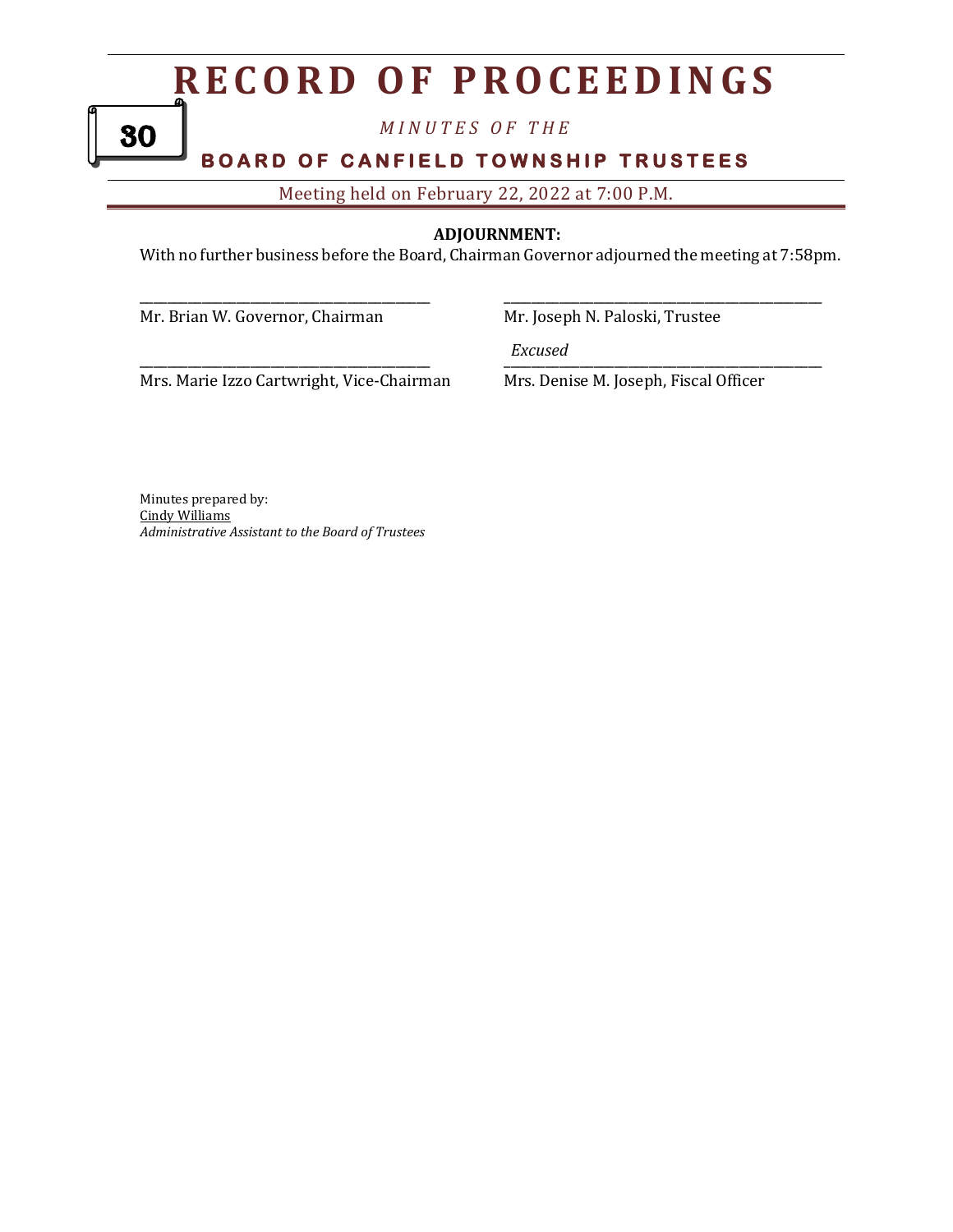**ADJOURNMENT:**

With no further business before the Board, Chairman Governor adjourned the meeting at 7:58pm.

| | |
|---|---|
| \_\_\_\_\_\_\_\_\_\_\_\_\_\_\_\_\_\_\_\_\_\_\_\_\_\_\_\_\_\_\_\_\_\_\_\_ | \_\_\_\_\_\_\_\_\_\_\_\_\_\_\_\_\_\_\_\_\_\_\_\_\_\_\_\_\_\_\_\_\_\_\_\_ |
| Mr. Brian W. Governor, Chairman | Mr. Joseph N. Paloski, Trustee |
| \_\_\_\_\_\_\_\_\_\_\_\_\_\_\_\_\_\_\_\_\_\_\_\_\_\_\_\_\_\_\_\_\_\_\_\_ | *Excused* \_\_\_\_\_\_\_\_\_\_\_\_\_\_\_\_\_\_\_\_\_\_\_\_\_\_\_\_\_\_\_\_\_\_\_\_ |
| Mrs. Marie Izzo Cartwright, Vice-Chairman | Mrs. Denise M. Joseph, Fiscal Officer |

Minutes prepared by:
Cindy Williams
*Administrative Assistant to the Board of Trustees*